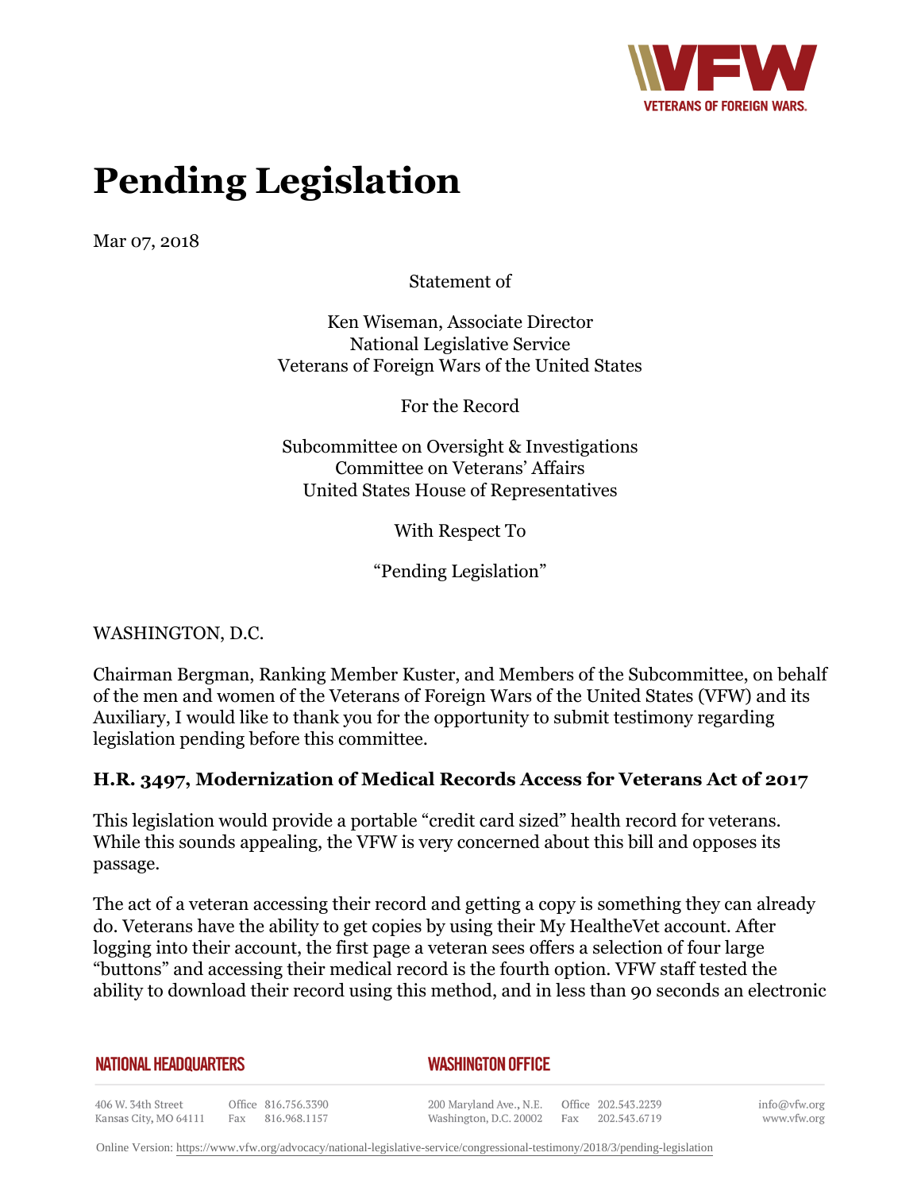# Pending Legislation

Mar 07, 2018

Statement of

Ken Wiseman, Associate Director
National Legislative Service
Veterans of Foreign Wars of the United States

For the Record

Subcommittee on Oversight & Investigations
Committee on Veterans' Affairs
United States House of Representatives

With Respect To

"Pending Legislation"

WASHINGTON, D.C.

Chairman Bergman, Ranking Member Kuster, and Members of the Subcommittee, on behalf of the men and women of the Veterans of Foreign Wars of the United States (VFW) and its Auxiliary, I would like to thank you for the opportunity to submit testimony regarding legislation pending before this committee.

### H.R. 3497, Modernization of Medical Records Access for Veterans Act of 2017

This legislation would provide a portable "credit card sized" health record for veterans. While this sounds appealing, the VFW is very concerned about this bill and opposes its passage.

The act of a veteran accessing their record and getting a copy is something they can already do. Veterans have the ability to get copies by using their My HealtheVet account. After logging into their account, the first page a veteran sees offers a selection of four large "buttons" and accessing their medical record is the fourth option. VFW staff tested the ability to download their record using this method, and in less than 90 seconds an electronic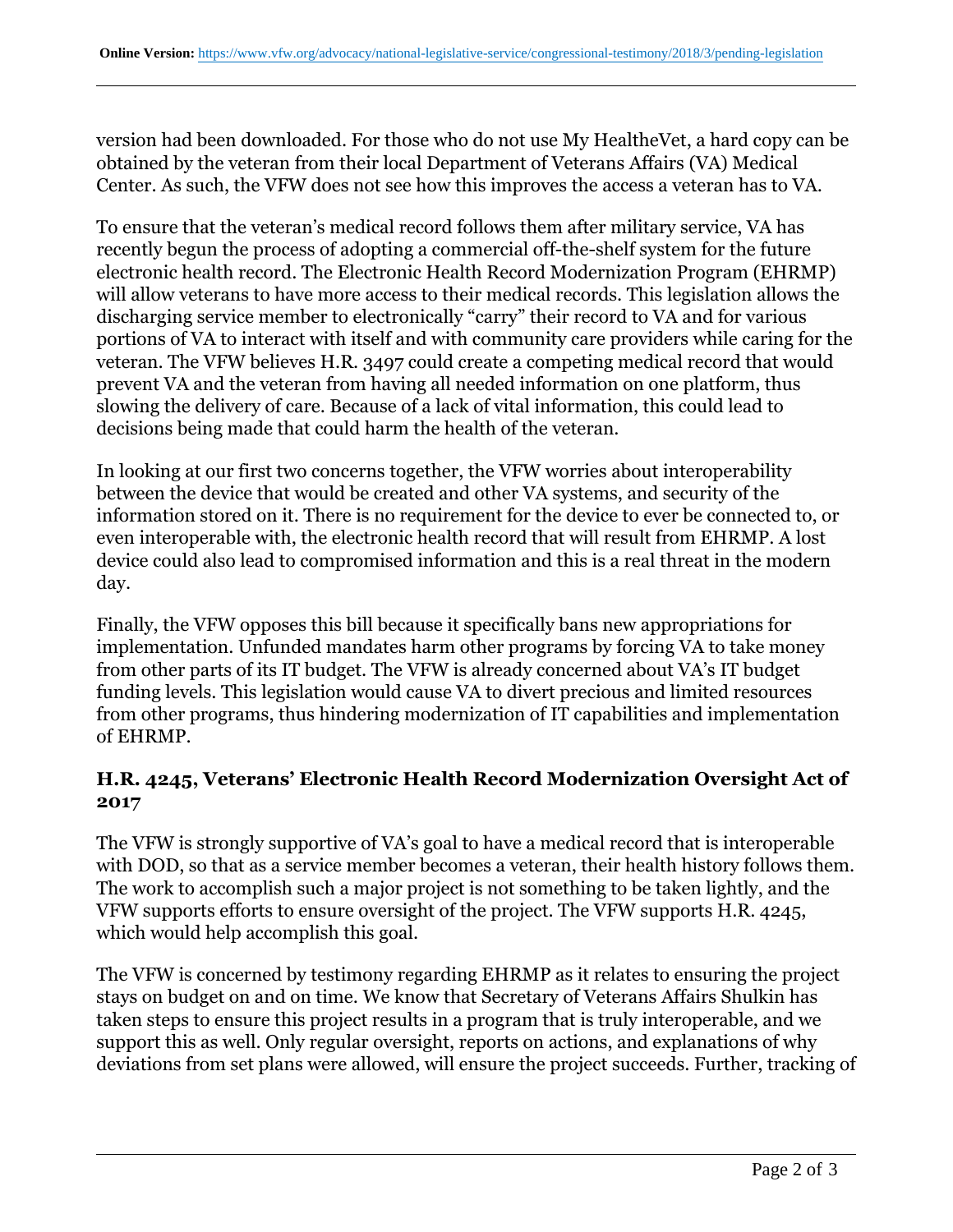version had been downloaded. For those who do not use My HealtheVet, a hard copy can be obtained by the veteran from their local Department of Veterans Affairs (VA) Medical Center. As such, the VFW does not see how this improves the access a veteran has to VA.

To ensure that the veteran's medical record follows them after military service, VA has recently begun the process of adopting a commercial off-the-shelf system for the future electronic health record. The Electronic Health Record Modernization Program (EHRMP) will allow veterans to have more access to their medical records. This legislation allows the discharging service member to electronically "carry" their record to VA and for various portions of VA to interact with itself and with community care providers while caring for the veteran. The VFW believes H.R. 3497 could create a competing medical record that would prevent VA and the veteran from having all needed information on one platform, thus slowing the delivery of care. Because of a lack of vital information, this could lead to decisions being made that could harm the health of the veteran.

In looking at our first two concerns together, the VFW worries about interoperability between the device that would be created and other VA systems, and security of the information stored on it. There is no requirement for the device to ever be connected to, or even interoperable with, the electronic health record that will result from EHRMP. A lost device could also lead to compromised information and this is a real threat in the modern day.

Finally, the VFW opposes this bill because it specifically bans new appropriations for implementation. Unfunded mandates harm other programs by forcing VA to take money from other parts of its IT budget. The VFW is already concerned about VA's IT budget funding levels. This legislation would cause VA to divert precious and limited resources from other programs, thus hindering modernization of IT capabilities and implementation of EHRMP.

### H.R. 4245, Veterans' Electronic Health Record Modernization Oversight Act of 2017

The VFW is strongly supportive of VA's goal to have a medical record that is interoperable with DOD, so that as a service member becomes a veteran, their health history follows them. The work to accomplish such a major project is not something to be taken lightly, and the VFW supports efforts to ensure oversight of the project. The VFW supports H.R. 4245, which would help accomplish this goal.

The VFW is concerned by testimony regarding EHRMP as it relates to ensuring the project stays on budget on and on time. We know that Secretary of Veterans Affairs Shulkin has taken steps to ensure this project results in a program that is truly interoperable, and we support this as well. Only regular oversight, reports on actions, and explanations of why deviations from set plans were allowed, will ensure the project succeeds. Further, tracking of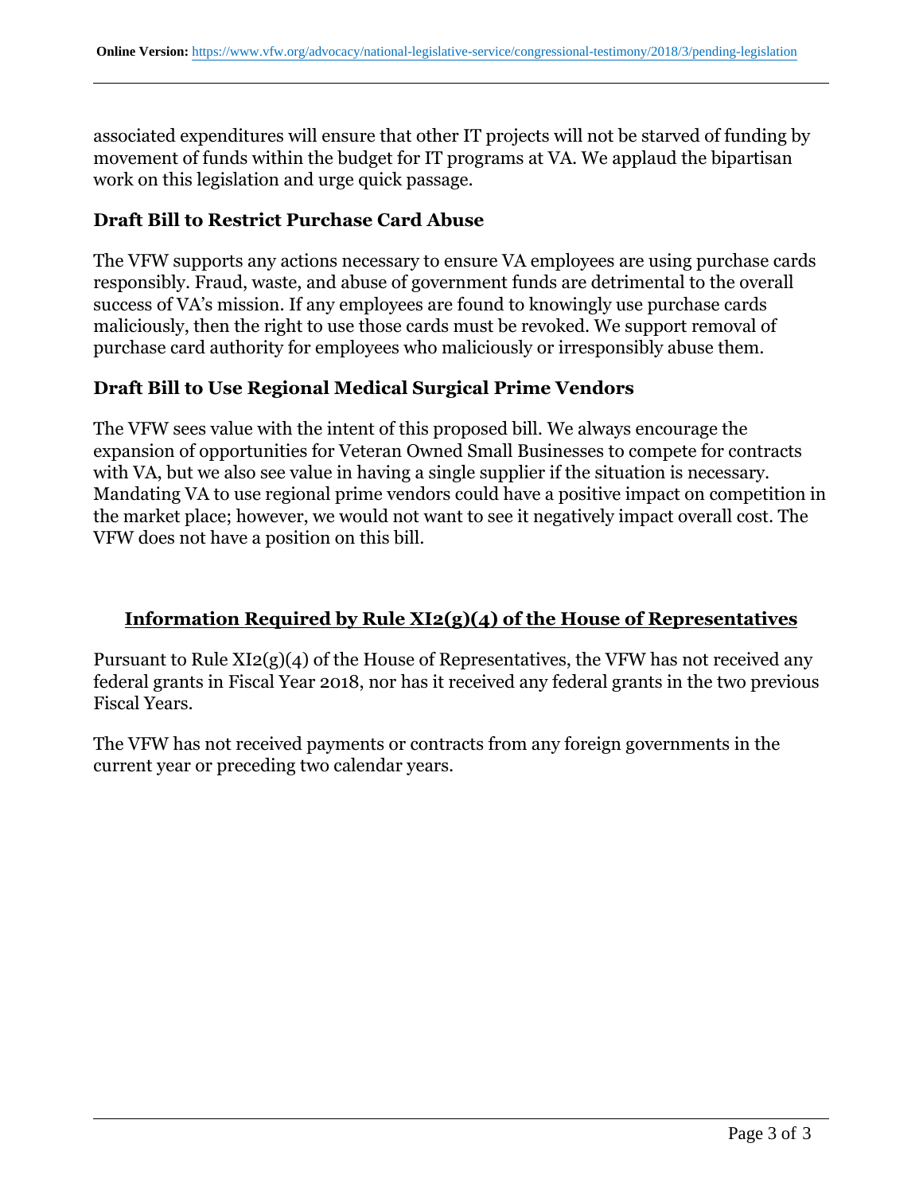associated expenditures will ensure that other IT projects will not be starved of funding by movement of funds within the budget for IT programs at VA. We applaud the bipartisan work on this legislation and urge quick passage.

### Draft Bill to Restrict Purchase Card Abuse

The VFW supports any actions necessary to ensure VA employees are using purchase cards responsibly. Fraud, waste, and abuse of government funds are detrimental to the overall success of VA's mission. If any employees are found to knowingly use purchase cards maliciously, then the right to use those cards must be revoked. We support removal of purchase card authority for employees who maliciously or irresponsibly abuse them.

### Draft Bill to Use Regional Medical Surgical Prime Vendors

The VFW sees value with the intent of this proposed bill. We always encourage the expansion of opportunities for Veteran Owned Small Businesses to compete for contracts with VA, but we also see value in having a single supplier if the situation is necessary. Mandating VA to use regional prime vendors could have a positive impact on competition in the market place; however, we would not want to see it negatively impact overall cost. The VFW does not have a position on this bill.

## Information Required by Rule XI2(g)(4) of the House of Representatives

Pursuant to Rule XI2(g)(4) of the House of Representatives, the VFW has not received any federal grants in Fiscal Year 2018, nor has it received any federal grants in the two previous Fiscal Years.

The VFW has not received payments or contracts from any foreign governments in the current year or preceding two calendar years.